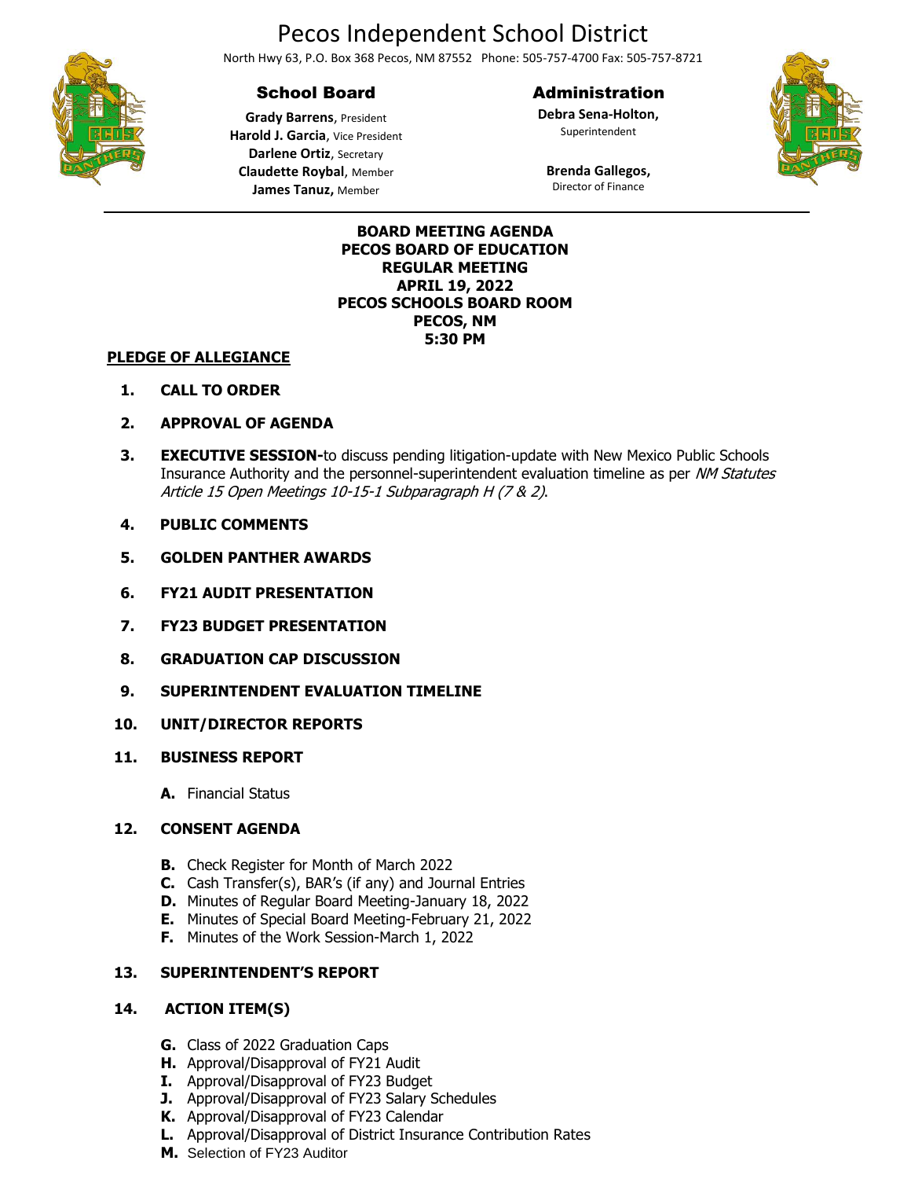# Pecos Independent School District

North Hwy 63, P.O. Box 368 Pecos, NM 87552 Phone: 505-757-4700 Fax: 505-757-8721

### School Board

**Grady Barrens**, President
**Harold J. Garcia**, Vice President
**Darlene Ortiz**, Secretary
**Claudette Roybal**, Member
**James Tanuz,** Member

### Administration

**Debra Sena-Holton,**
Superintendent

**Brenda Gallegos,**
Director of Finance

---

**BOARD MEETING AGENDA**
**PECOS BOARD OF EDUCATION**
**REGULAR MEETING**
**APRIL 19, 2022**
**PECOS SCHOOLS BOARD ROOM**
**PECOS, NM**
**5:30 PM**

**PLEDGE OF ALLEGIANCE**

1. **CALL TO ORDER**
2. **APPROVAL OF AGENDA**
3. **EXECUTIVE SESSION-**to discuss pending litigation-update with New Mexico Public Schools Insurance Authority and the personnel-superintendent evaluation timeline as per *NM Statutes Article 15 Open Meetings 10-15-1 Subparagraph H (7 & 2)*.
4. **PUBLIC COMMENTS**
5. **GOLDEN PANTHER AWARDS**
6. **FY21 AUDIT PRESENTATION**
7. **FY23 BUDGET PRESENTATION**
8. **GRADUATION CAP DISCUSSION**
9. **SUPERINTENDENT EVALUATION TIMELINE**
10. **UNIT/DIRECTOR REPORTS**
11. **BUSINESS REPORT**
    - **A.** Financial Status
12. **CONSENT AGENDA**
    - **B.** Check Register for Month of March 2022
    - **C.** Cash Transfer(s), BAR's (if any) and Journal Entries
    - **D.** Minutes of Regular Board Meeting-January 18, 2022
    - **E.** Minutes of Special Board Meeting-February 21, 2022
    - **F.** Minutes of the Work Session-March 1, 2022
13. **SUPERINTENDENT'S REPORT**
14. **ACTION ITEM(S)**
    - **G.** Class of 2022 Graduation Caps
    - **H.** Approval/Disapproval of FY21 Audit
    - **I.** Approval/Disapproval of FY23 Budget
    - **J.** Approval/Disapproval of FY23 Salary Schedules
    - **K.** Approval/Disapproval of FY23 Calendar
    - **L.** Approval/Disapproval of District Insurance Contribution Rates
    - **M.** Selection of FY23 Auditor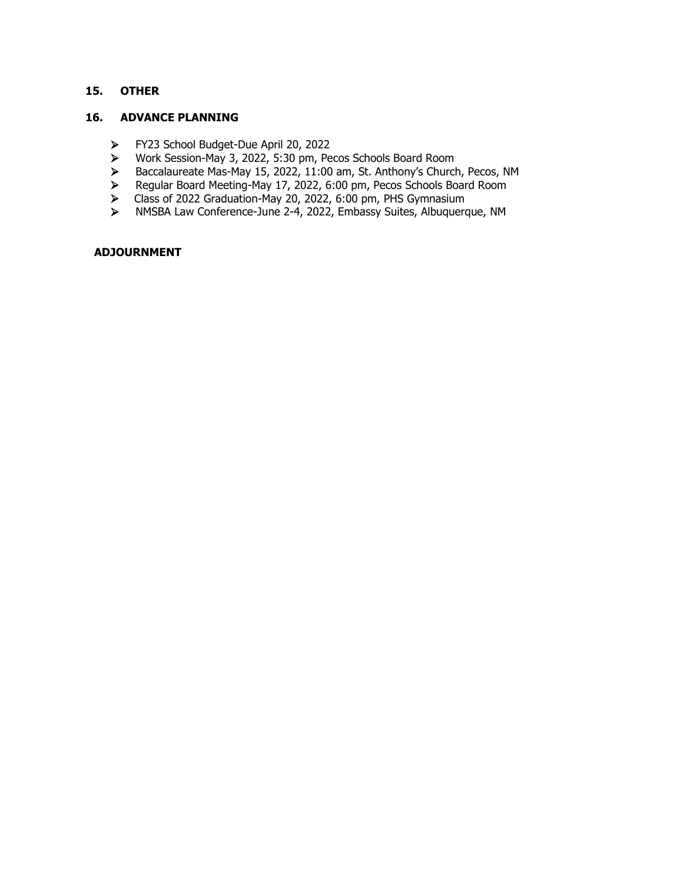## 15. OTHER

## 16. ADVANCE PLANNING

- FY23 School Budget-Due April 20, 2022
- Work Session-May 3, 2022, 5:30 pm, Pecos Schools Board Room
- Baccalaureate Mas-May 15, 2022, 11:00 am, St. Anthony's Church, Pecos, NM
- Regular Board Meeting-May 17, 2022, 6:00 pm, Pecos Schools Board Room
- Class of 2022 Graduation-May 20, 2022, 6:00 pm, PHS Gymnasium
- NMSBA Law Conference-June 2-4, 2022, Embassy Suites, Albuquerque, NM

## ADJOURNMENT